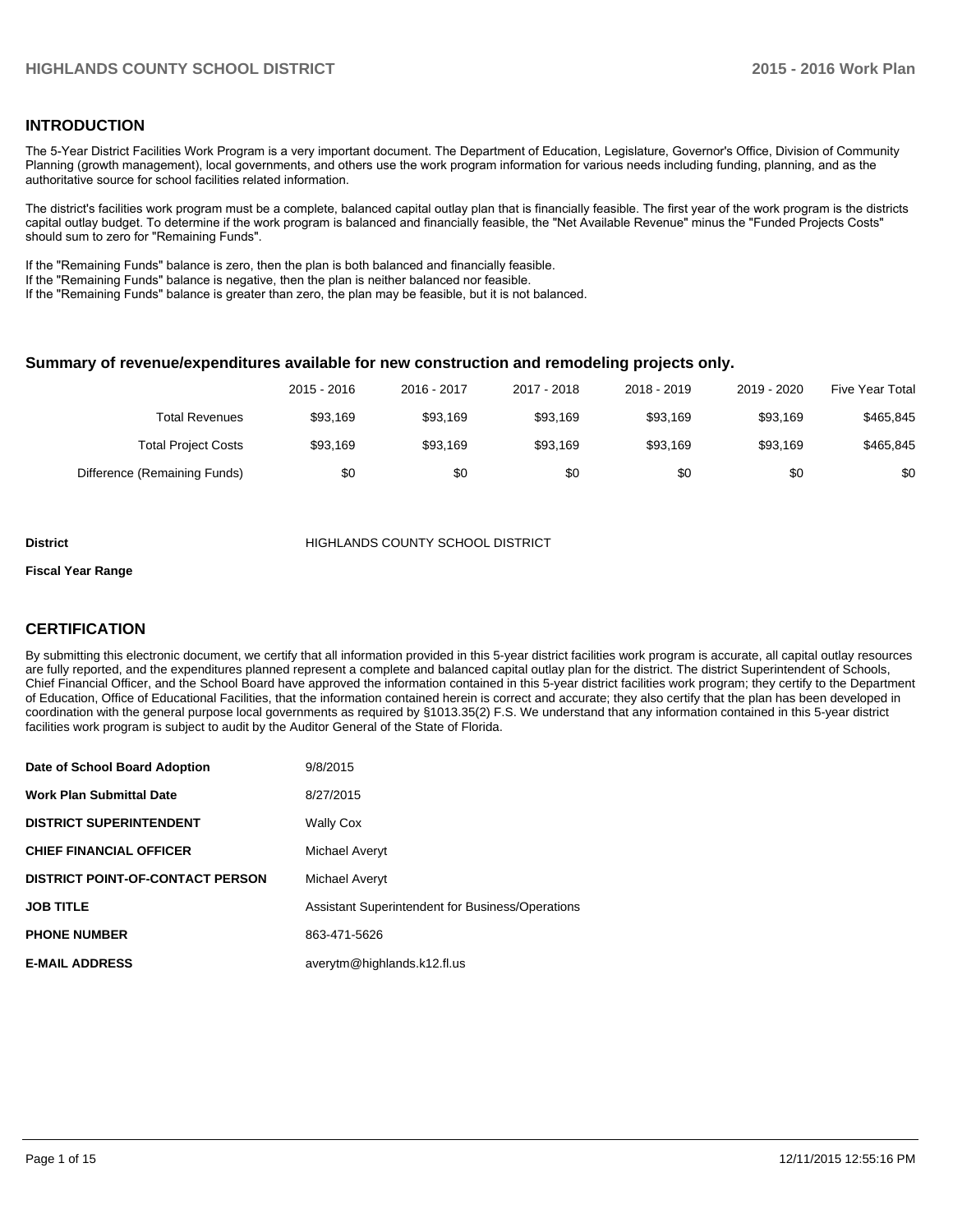## INTRODUCTION

The 5-Year District Facilities Work Program is a very important document. The Department of Education, Legislature, Governor's Office, Division of Community Planning (growth management), local governments, and others use the work program information for various needs including funding, planning, and as the authoritative source for school facilities related information.

The district's facilities work program must be a complete, balanced capital outlay plan that is financially feasible. The first year of the work program is the districts capital outlay budget. To determine if the work program is balanced and financially feasible, the "Net Available Revenue" minus the "Funded Projects Costs" should sum to zero for "Remaining Funds".

If the "Remaining Funds" balance is zero, then the plan is both balanced and financially feasible.
If the "Remaining Funds" balance is negative, then the plan is neither balanced nor feasible.
If the "Remaining Funds" balance is greater than zero, the plan may be feasible, but it is not balanced.

### Summary of revenue/expenditures available for new construction and remodeling projects only.

| | 2015 - 2016 | 2016 - 2017 | 2017 - 2018 | 2018 - 2019 | 2019 - 2020 | Five Year Total |
|---|---|---|---|---|---|---|
| Total Revenues | $93,169 | $93,169 | $93,169 | $93,169 | $93,169 | $465,845 |
| Total Project Costs | $93,169 | $93,169 | $93,169 | $93,169 | $93,169 | $465,845 |
| Difference (Remaining Funds) | $0 | $0 | $0 | $0 | $0 | $0 |

**District** HIGHLANDS COUNTY SCHOOL DISTRICT

**Fiscal Year Range**

## CERTIFICATION

By submitting this electronic document, we certify that all information provided in this 5-year district facilities work program is accurate, all capital outlay resources are fully reported, and the expenditures planned represent a complete and balanced capital outlay plan for the district. The district Superintendent of Schools, Chief Financial Officer, and the School Board have approved the information contained in this 5-year district facilities work program; they certify to the Department of Education, Office of Educational Facilities, that the information contained herein is correct and accurate; they also certify that the plan has been developed in coordination with the general purpose local governments as required by §1013.35(2) F.S. We understand that any information contained in this 5-year district facilities work program is subject to audit by the Auditor General of the State of Florida.

| | |
|---|---|
| **Date of School Board Adoption** | 9/8/2015 |
| **Work Plan Submittal Date** | 8/27/2015 |
| **DISTRICT SUPERINTENDENT** | Wally Cox |
| **CHIEF FINANCIAL OFFICER** | Michael Averyt |
| **DISTRICT POINT-OF-CONTACT PERSON** | Michael Averyt |
| **JOB TITLE** | Assistant Superintendent for Business/Operations |
| **PHONE NUMBER** | 863-471-5626 |
| **E-MAIL ADDRESS** | averytm@highlands.k12.fl.us |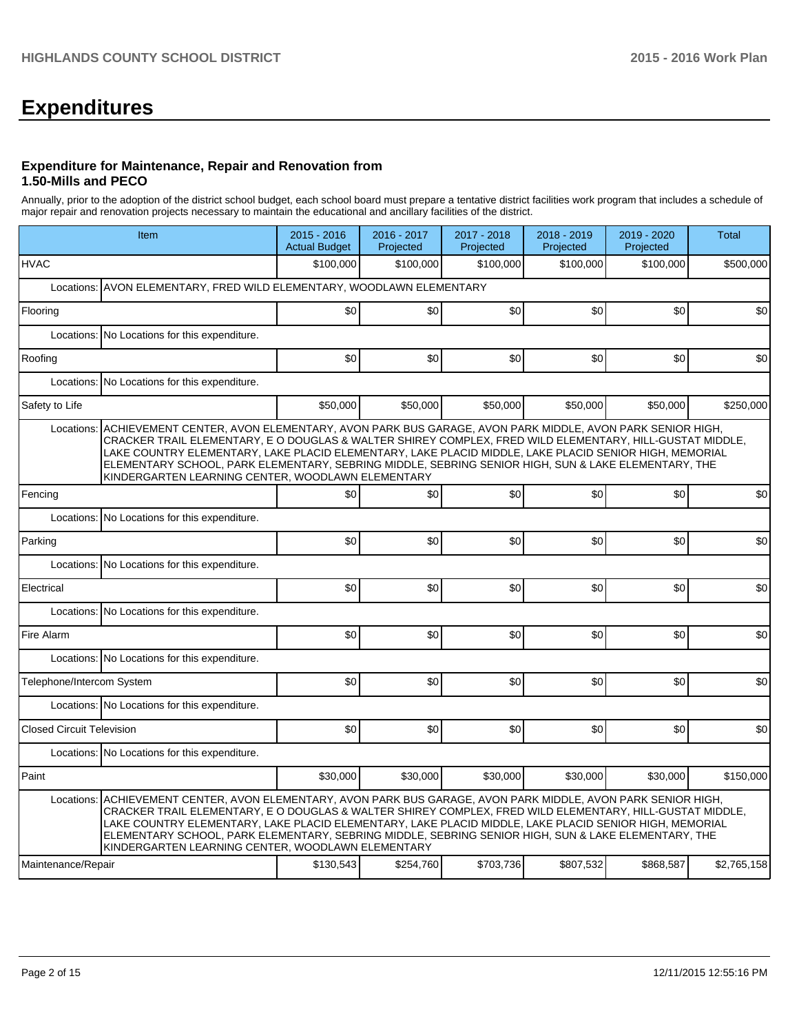# Expenditures

### Expenditure for Maintenance, Repair and Renovation from 1.50-Mills and PECO

Annually, prior to the adoption of the district school budget, each school board must prepare a tentative district facilities work program that includes a schedule of major repair and renovation projects necessary to maintain the educational and ancillary facilities of the district.

| Item | 2015 - 2016 Actual Budget | 2016 - 2017 Projected | 2017 - 2018 Projected | 2018 - 2019 Projected | 2019 - 2020 Projected | Total |
|---|---|---|---|---|---|---|
| HVAC | $100,000 | $100,000 | $100,000 | $100,000 | $100,000 | $500,000 |
| Locations: AVON ELEMENTARY, FRED WILD ELEMENTARY, WOODLAWN ELEMENTARY | | | | | | |
| Flooring | $0 | $0 | $0 | $0 | $0 | $0 |
| Locations: No Locations for this expenditure. | | | | | | |
| Roofing | $0 | $0 | $0 | $0 | $0 | $0 |
| Locations: No Locations for this expenditure. | | | | | | |
| Safety to Life | $50,000 | $50,000 | $50,000 | $50,000 | $50,000 | $250,000 |
| Locations: ACHIEVEMENT CENTER, AVON ELEMENTARY, AVON PARK BUS GARAGE, AVON PARK MIDDLE, AVON PARK SENIOR HIGH, CRACKER TRAIL ELEMENTARY, E O DOUGLAS & WALTER SHIREY COMPLEX, FRED WILD ELEMENTARY, HILL-GUSTAT MIDDLE, LAKE COUNTRY ELEMENTARY, LAKE PLACID ELEMENTARY, LAKE PLACID MIDDLE, LAKE PLACID SENIOR HIGH, MEMORIAL ELEMENTARY SCHOOL, PARK ELEMENTARY, SEBRING MIDDLE, SEBRING SENIOR HIGH, SUN & LAKE ELEMENTARY, THE KINDERGARTEN LEARNING CENTER, WOODLAWN ELEMENTARY | | | | | | |
| Fencing | $0 | $0 | $0 | $0 | $0 | $0 |
| Locations: No Locations for this expenditure. | | | | | | |
| Parking | $0 | $0 | $0 | $0 | $0 | $0 |
| Locations: No Locations for this expenditure. | | | | | | |
| Electrical | $0 | $0 | $0 | $0 | $0 | $0 |
| Locations: No Locations for this expenditure. | | | | | | |
| Fire Alarm | $0 | $0 | $0 | $0 | $0 | $0 |
| Locations: No Locations for this expenditure. | | | | | | |
| Telephone/Intercom System | $0 | $0 | $0 | $0 | $0 | $0 |
| Locations: No Locations for this expenditure. | | | | | | |
| Closed Circuit Television | $0 | $0 | $0 | $0 | $0 | $0 |
| Locations: No Locations for this expenditure. | | | | | | |
| Paint | $30,000 | $30,000 | $30,000 | $30,000 | $30,000 | $150,000 |
| Locations: ACHIEVEMENT CENTER, AVON ELEMENTARY, AVON PARK BUS GARAGE, AVON PARK MIDDLE, AVON PARK SENIOR HIGH, CRACKER TRAIL ELEMENTARY, E O DOUGLAS & WALTER SHIREY COMPLEX, FRED WILD ELEMENTARY, HILL-GUSTAT MIDDLE, LAKE COUNTRY ELEMENTARY, LAKE PLACID ELEMENTARY, LAKE PLACID MIDDLE, LAKE PLACID SENIOR HIGH, MEMORIAL ELEMENTARY SCHOOL, PARK ELEMENTARY, SEBRING MIDDLE, SEBRING SENIOR HIGH, SUN & LAKE ELEMENTARY, THE KINDERGARTEN LEARNING CENTER, WOODLAWN ELEMENTARY | | | | | | |
| Maintenance/Repair | $130,543 | $254,760 | $703,736 | $807,532 | $868,587 | $2,765,158 |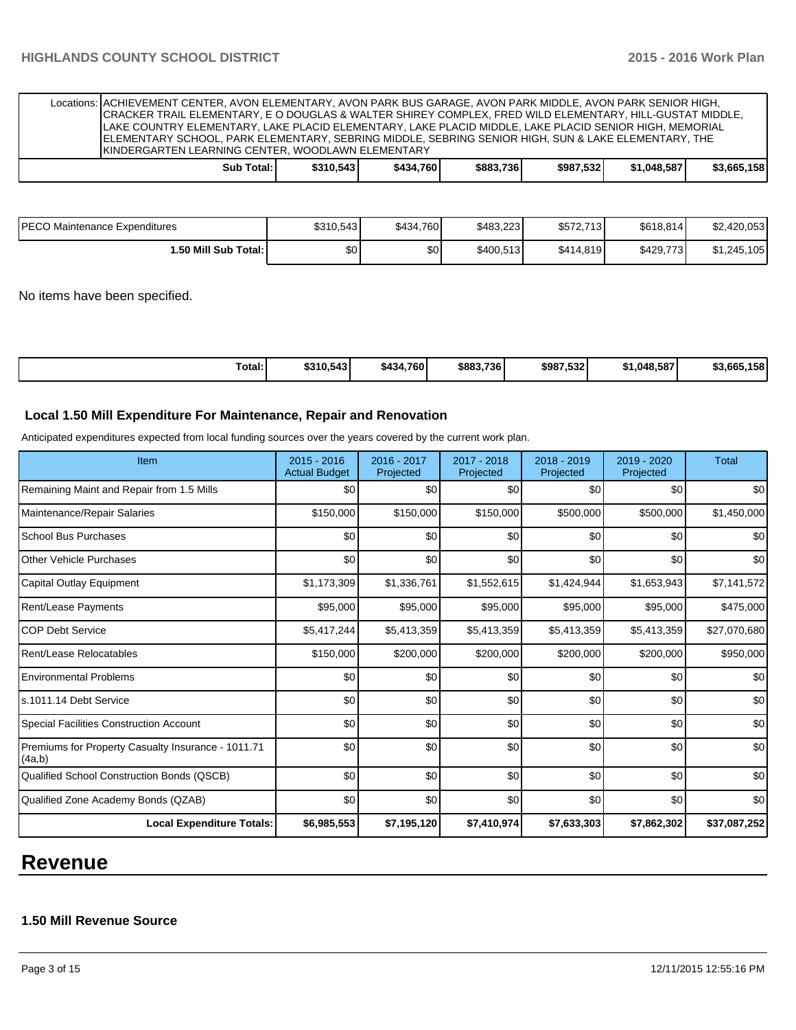| Locations: | ACHIEVEMENT CENTER, AVON ELEMENTARY, AVON PARK BUS GARAGE, AVON PARK MIDDLE, AVON PARK SENIOR HIGH, CRACKER TRAIL ELEMENTARY, E O DOUGLAS & WALTER SHIREY COMPLEX, FRED WILD ELEMENTARY, HILL-GUSTAT MIDDLE, LAKE COUNTRY ELEMENTARY, LAKE PLACID ELEMENTARY, LAKE PLACID MIDDLE, LAKE PLACID SENIOR HIGH, MEMORIAL ELEMENTARY SCHOOL, PARK ELEMENTARY, SEBRING MIDDLE, SEBRING SENIOR HIGH, SUN & LAKE ELEMENTARY, THE KINDERGARTEN LEARNING CENTER, WOODLAWN ELEMENTARY | | | | | |
|---|---|---|---|---|---|---|
| | **Sub Total:** | **$310,543** | **$434,760** | **$883,736** | **$987,532** | **$1,048,587** | **$3,665,158** |

| | | | | | | |
|---|---|---|---|---|---|---|
| PECO Maintenance Expenditures | $310,543 | $434,760 | $483,223 | $572,713 | $618,814 | $2,420,053 |
| **1.50 Mill Sub Total:** | $0 | $0 | $400,513 | $414,819 | $429,773 | $1,245,105 |

No items have been specified.

| | | | | | | |
|---|---|---|---|---|---|---|
| **Total:** | **$310,543** | **$434,760** | **$883,736** | **$987,532** | **$1,048,587** | **$3,665,158** |

### Local 1.50 Mill Expenditure For Maintenance, Repair and Renovation

Anticipated expenditures expected from local funding sources over the years covered by the current work plan.

| Item | 2015 - 2016 Actual Budget | 2016 - 2017 Projected | 2017 - 2018 Projected | 2018 - 2019 Projected | 2019 - 2020 Projected | Total |
|---|---|---|---|---|---|---|
| Remaining Maint and Repair from 1.5 Mills | $0 | $0 | $0 | $0 | $0 | $0 |
| Maintenance/Repair Salaries | $150,000 | $150,000 | $150,000 | $500,000 | $500,000 | $1,450,000 |
| School Bus Purchases | $0 | $0 | $0 | $0 | $0 | $0 |
| Other Vehicle Purchases | $0 | $0 | $0 | $0 | $0 | $0 |
| Capital Outlay Equipment | $1,173,309 | $1,336,761 | $1,552,615 | $1,424,944 | $1,653,943 | $7,141,572 |
| Rent/Lease Payments | $95,000 | $95,000 | $95,000 | $95,000 | $95,000 | $475,000 |
| COP Debt Service | $5,417,244 | $5,413,359 | $5,413,359 | $5,413,359 | $5,413,359 | $27,070,680 |
| Rent/Lease Relocatables | $150,000 | $200,000 | $200,000 | $200,000 | $200,000 | $950,000 |
| Environmental Problems | $0 | $0 | $0 | $0 | $0 | $0 |
| s.1011.14 Debt Service | $0 | $0 | $0 | $0 | $0 | $0 |
| Special Facilities Construction Account | $0 | $0 | $0 | $0 | $0 | $0 |
| Premiums for Property Casualty Insurance - 1011.71 (4a,b) | $0 | $0 | $0 | $0 | $0 | $0 |
| Qualified School Construction Bonds (QSCB) | $0 | $0 | $0 | $0 | $0 | $0 |
| Qualified Zone Academy Bonds (QZAB) | $0 | $0 | $0 | $0 | $0 | $0 |
| **Local Expenditure Totals:** | **$6,985,553** | **$7,195,120** | **$7,410,974** | **$7,633,303** | **$7,862,302** | **$37,087,252** |

# Revenue

### 1.50 Mill Revenue Source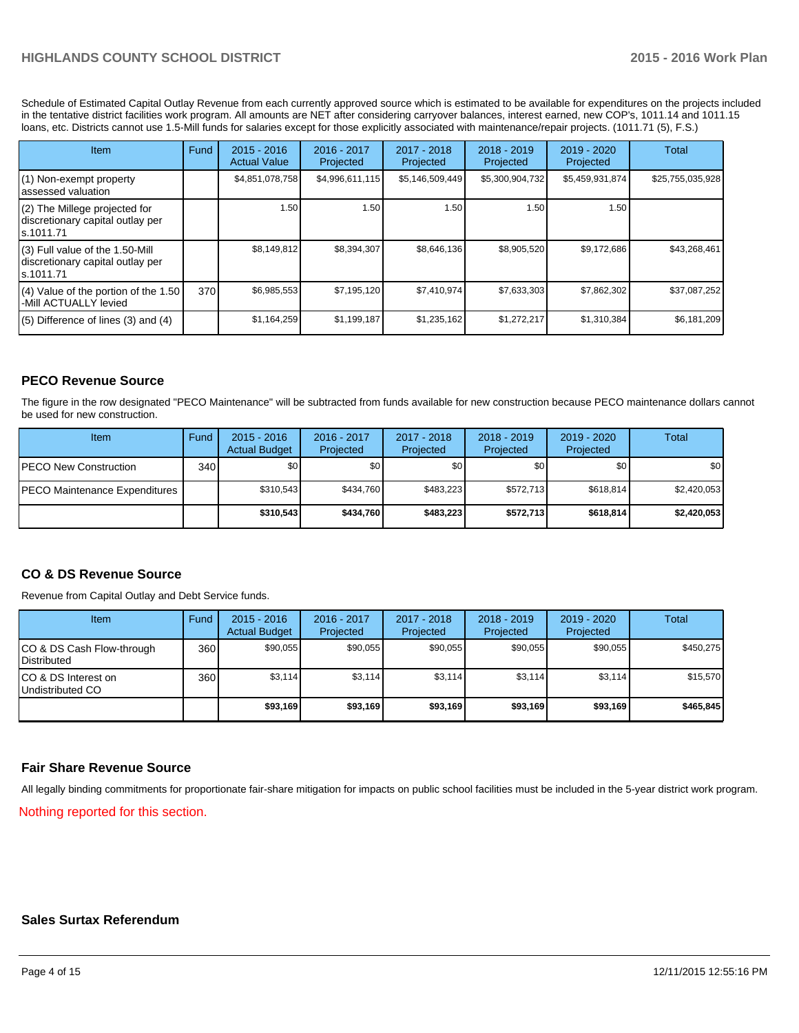Schedule of Estimated Capital Outlay Revenue from each currently approved source which is estimated to be available for expenditures on the projects included in the tentative district facilities work program. All amounts are NET after considering carryover balances, interest earned, new COP's, 1011.14 and 1011.15 loans, etc. Districts cannot use 1.5-Mill funds for salaries except for those explicitly associated with maintenance/repair projects. (1011.71 (5), F.S.)

| Item | Fund | 2015 - 2016 Actual Value | 2016 - 2017 Projected | 2017 - 2018 Projected | 2018 - 2019 Projected | 2019 - 2020 Projected | Total |
|---|---|---|---|---|---|---|---|
| (1) Non-exempt property assessed valuation | | $4,851,078,758 | $4,996,611,115 | $5,146,509,449 | $5,300,904,732 | $5,459,931,874 | $25,755,035,928 |
| (2) The Millege projected for discretionary capital outlay per s.1011.71 | | 1.50 | 1.50 | 1.50 | 1.50 | 1.50 | |
| (3) Full value of the 1.50-Mill discretionary capital outlay per s.1011.71 | | $8,149,812 | $8,394,307 | $8,646,136 | $8,905,520 | $9,172,686 | $43,268,461 |
| (4) Value of the portion of the 1.50 -Mill ACTUALLY levied | 370 | $6,985,553 | $7,195,120 | $7,410,974 | $7,633,303 | $7,862,302 | $37,087,252 |
| (5) Difference of lines (3) and (4) | | $1,164,259 | $1,199,187 | $1,235,162 | $1,272,217 | $1,310,384 | $6,181,209 |

## PECO Revenue Source

The figure in the row designated "PECO Maintenance" will be subtracted from funds available for new construction because PECO maintenance dollars cannot be used for new construction.

| Item | Fund | 2015 - 2016 Actual Budget | 2016 - 2017 Projected | 2017 - 2018 Projected | 2018 - 2019 Projected | 2019 - 2020 Projected | Total |
|---|---|---|---|---|---|---|---|
| PECO New Construction | 340 | $0 | $0 | $0 | $0 | $0 | $0 |
| PECO Maintenance Expenditures | | $310,543 | $434,760 | $483,223 | $572,713 | $618,814 | $2,420,053 |
| | | **$310,543** | **$434,760** | **$483,223** | **$572,713** | **$618,814** | **$2,420,053** |

## CO & DS Revenue Source

Revenue from Capital Outlay and Debt Service funds.

| Item | Fund | 2015 - 2016 Actual Budget | 2016 - 2017 Projected | 2017 - 2018 Projected | 2018 - 2019 Projected | 2019 - 2020 Projected | Total |
|---|---|---|---|---|---|---|---|
| CO & DS Cash Flow-through Distributed | 360 | $90,055 | $90,055 | $90,055 | $90,055 | $90,055 | $450,275 |
| CO & DS Interest on Undistributed CO | 360 | $3,114 | $3,114 | $3,114 | $3,114 | $3,114 | $15,570 |
| | | **$93,169** | **$93,169** | **$93,169** | **$93,169** | **$93,169** | **$465,845** |

## Fair Share Revenue Source

All legally binding commitments for proportionate fair-share mitigation for impacts on public school facilities must be included in the 5-year district work program.

Nothing reported for this section.

## Sales Surtax Referendum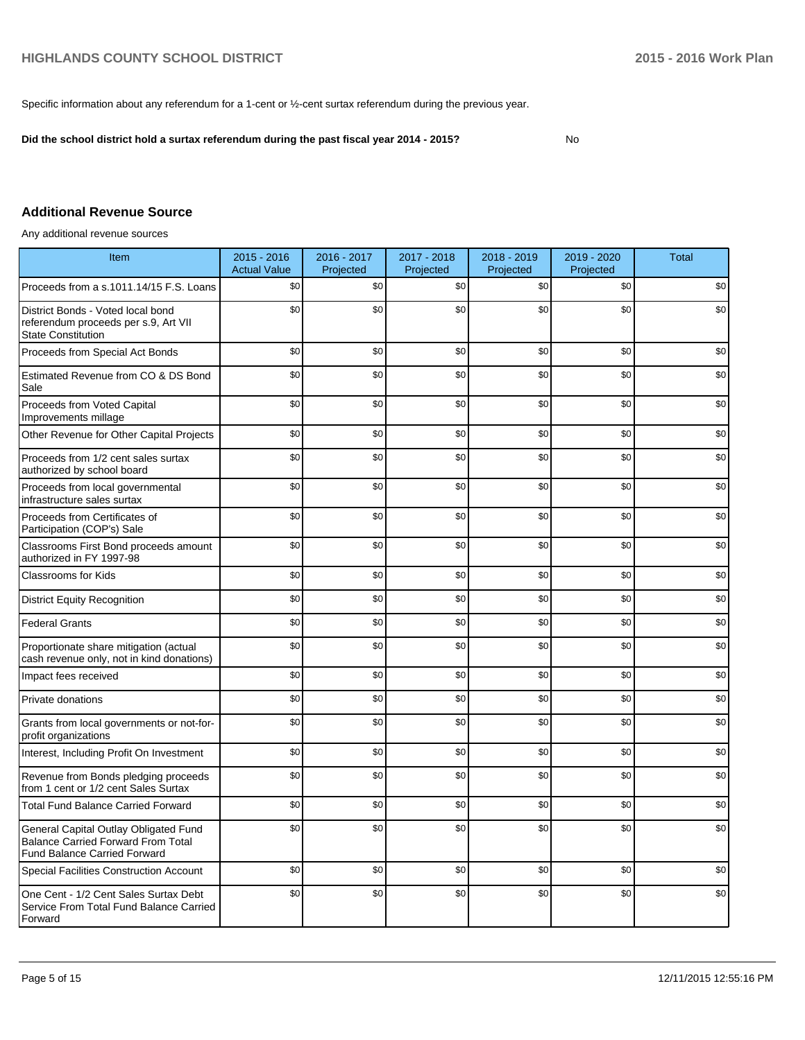Specific information about any referendum for a 1-cent or ½-cent surtax referendum during the previous year.

**Did the school district hold a surtax referendum during the past fiscal year 2014 - 2015?** No

## Additional Revenue Source

Any additional revenue sources

| Item | 2015 - 2016 Actual Value | 2016 - 2017 Projected | 2017 - 2018 Projected | 2018 - 2019 Projected | 2019 - 2020 Projected | Total |
|---|---|---|---|---|---|---|
| Proceeds from a s.1011.14/15 F.S. Loans | $0 | $0 | $0 | $0 | $0 | $0 |
| District Bonds - Voted local bond referendum proceeds per s.9, Art VII State Constitution | $0 | $0 | $0 | $0 | $0 | $0 |
| Proceeds from Special Act Bonds | $0 | $0 | $0 | $0 | $0 | $0 |
| Estimated Revenue from CO & DS Bond Sale | $0 | $0 | $0 | $0 | $0 | $0 |
| Proceeds from Voted Capital Improvements millage | $0 | $0 | $0 | $0 | $0 | $0 |
| Other Revenue for Other Capital Projects | $0 | $0 | $0 | $0 | $0 | $0 |
| Proceeds from 1/2 cent sales surtax authorized by school board | $0 | $0 | $0 | $0 | $0 | $0 |
| Proceeds from local governmental infrastructure sales surtax | $0 | $0 | $0 | $0 | $0 | $0 |
| Proceeds from Certificates of Participation (COP's) Sale | $0 | $0 | $0 | $0 | $0 | $0 |
| Classrooms First Bond proceeds amount authorized in FY 1997-98 | $0 | $0 | $0 | $0 | $0 | $0 |
| Classrooms for Kids | $0 | $0 | $0 | $0 | $0 | $0 |
| District Equity Recognition | $0 | $0 | $0 | $0 | $0 | $0 |
| Federal Grants | $0 | $0 | $0 | $0 | $0 | $0 |
| Proportionate share mitigation (actual cash revenue only, not in kind donations) | $0 | $0 | $0 | $0 | $0 | $0 |
| Impact fees received | $0 | $0 | $0 | $0 | $0 | $0 |
| Private donations | $0 | $0 | $0 | $0 | $0 | $0 |
| Grants from local governments or not-for-profit organizations | $0 | $0 | $0 | $0 | $0 | $0 |
| Interest, Including Profit On Investment | $0 | $0 | $0 | $0 | $0 | $0 |
| Revenue from Bonds pledging proceeds from 1 cent or 1/2 cent Sales Surtax | $0 | $0 | $0 | $0 | $0 | $0 |
| Total Fund Balance Carried Forward | $0 | $0 | $0 | $0 | $0 | $0 |
| General Capital Outlay Obligated Fund Balance Carried Forward From Total Fund Balance Carried Forward | $0 | $0 | $0 | $0 | $0 | $0 |
| Special Facilities Construction Account | $0 | $0 | $0 | $0 | $0 | $0 |
| One Cent - 1/2 Cent Sales Surtax Debt Service From Total Fund Balance Carried Forward | $0 | $0 | $0 | $0 | $0 | $0 |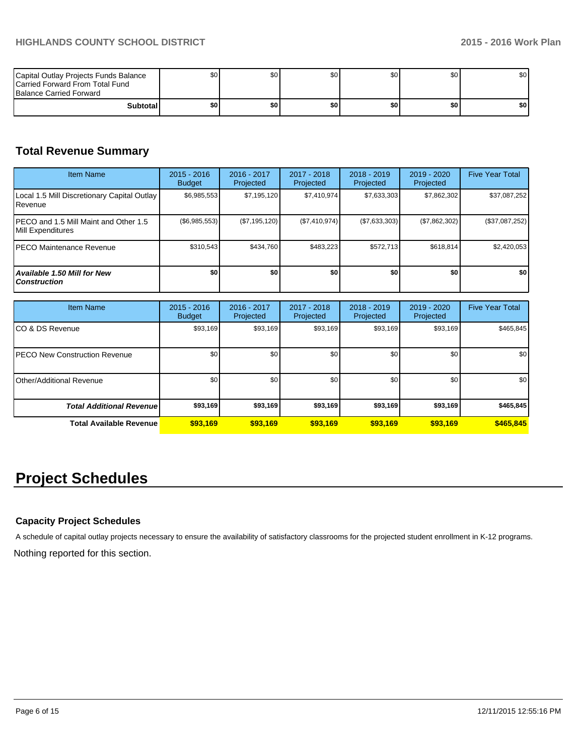| | | | | | | |
|---|---|---|---|---|---|---|
| Capital Outlay Projects Funds Balance Carried Forward From Total Fund Balance Carried Forward | $0 | $0 | $0 | $0 | $0 | $0 |
| **Subtotal** | **$0** | **$0** | **$0** | **$0** | **$0** | **$0** |

## Total Revenue Summary

| Item Name | 2015 - 2016 Budget | 2016 - 2017 Projected | 2017 - 2018 Projected | 2018 - 2019 Projected | 2019 - 2020 Projected | Five Year Total |
|---|---|---|---|---|---|---|
| Local 1.5 Mill Discretionary Capital Outlay Revenue | $6,985,553 | $7,195,120 | $7,410,974 | $7,633,303 | $7,862,302 | $37,087,252 |
| PECO and 1.5 Mill Maint and Other 1.5 Mill Expenditures | ($6,985,553) | ($7,195,120) | ($7,410,974) | ($7,633,303) | ($7,862,302) | ($37,087,252) |
| PECO Maintenance Revenue | $310,543 | $434,760 | $483,223 | $572,713 | $618,814 | $2,420,053 |
| ***Available 1.50 Mill for New Construction*** | **$0** | **$0** | **$0** | **$0** | **$0** | **$0** |

| Item Name | 2015 - 2016 Budget | 2016 - 2017 Projected | 2017 - 2018 Projected | 2018 - 2019 Projected | 2019 - 2020 Projected | Five Year Total |
|---|---|---|---|---|---|---|
| CO & DS Revenue | $93,169 | $93,169 | $93,169 | $93,169 | $93,169 | $465,845 |
| PECO New Construction Revenue | $0 | $0 | $0 | $0 | $0 | $0 |
| Other/Additional Revenue | $0 | $0 | $0 | $0 | $0 | $0 |
| ***Total Additional Revenue*** | **$93,169** | **$93,169** | **$93,169** | **$93,169** | **$93,169** | **$465,845** |
| **Total Available Revenue** | **$93,169** | **$93,169** | **$93,169** | **$93,169** | **$93,169** | **$465,845** |

# Project Schedules

### Capacity Project Schedules

A schedule of capital outlay projects necessary to ensure the availability of satisfactory classrooms for the projected student enrollment in K-12 programs.

Nothing reported for this section.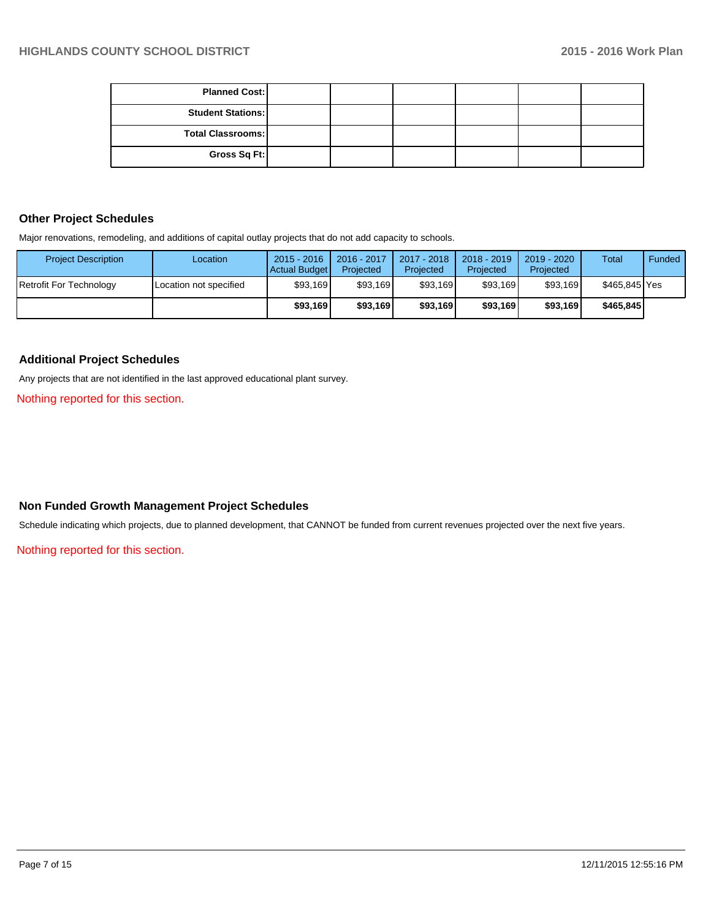| | | | | | | |
|---|---|---|---|---|---|---|
| **Planned Cost:** | | | | | | |
| **Student Stations:** | | | | | | |
| **Total Classrooms:** | | | | | | |
| **Gross Sq Ft:** | | | | | | |

## Other Project Schedules

Major renovations, remodeling, and additions of capital outlay projects that do not add capacity to schools.

| Project Description | Location | 2015 - 2016 Actual Budget | 2016 - 2017 Projected | 2017 - 2018 Projected | 2018 - 2019 Projected | 2019 - 2020 Projected | Total | Funded |
|---|---|---|---|---|---|---|---|---|
| Retrofit For Technology | Location not specified | $93,169 | $93,169 | $93,169 | $93,169 | $93,169 | $465,845 | Yes |
| | | **$93,169** | **$93,169** | **$93,169** | **$93,169** | **$93,169** | **$465,845** | |

## Additional Project Schedules

Any projects that are not identified in the last approved educational plant survey.

Nothing reported for this section.

## Non Funded Growth Management Project Schedules

Schedule indicating which projects, due to planned development, that CANNOT be funded from current revenues projected over the next five years.

Nothing reported for this section.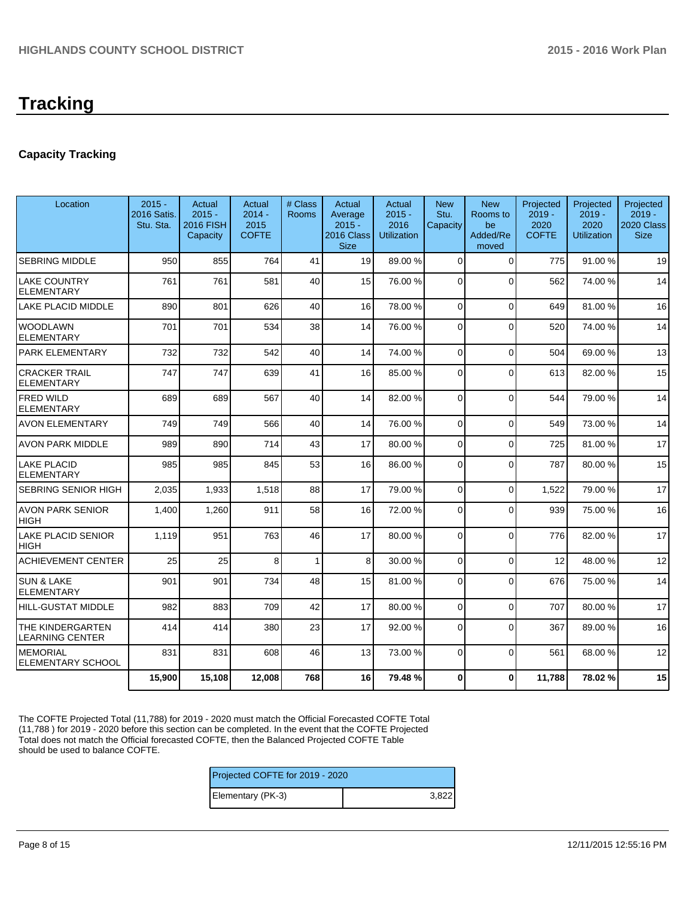# Tracking

## Capacity Tracking

| Location | 2015 - 2016 Satis. Stu. Sta. | Actual 2015 - 2016 FISH Capacity | Actual 2014 - 2015 COFTE | # Class Rooms | Actual Average 2015 - 2016 Class Size | Actual 2015 - 2016 Utilization | New Stu. Capacity | New Rooms to be Added/Removed | Projected 2019 - 2020 COFTE | Projected 2019 - 2020 Utilization | Projected 2019 - 2020 Class Size |
|---|---|---|---|---|---|---|---|---|---|---|---|
| SEBRING MIDDLE | 950 | 855 | 764 | 41 | 19 | 89.00 % | 0 | 0 | 775 | 91.00 % | 19 |
| LAKE COUNTRY ELEMENTARY | 761 | 761 | 581 | 40 | 15 | 76.00 % | 0 | 0 | 562 | 74.00 % | 14 |
| LAKE PLACID MIDDLE | 890 | 801 | 626 | 40 | 16 | 78.00 % | 0 | 0 | 649 | 81.00 % | 16 |
| WOODLAWN ELEMENTARY | 701 | 701 | 534 | 38 | 14 | 76.00 % | 0 | 0 | 520 | 74.00 % | 14 |
| PARK ELEMENTARY | 732 | 732 | 542 | 40 | 14 | 74.00 % | 0 | 0 | 504 | 69.00 % | 13 |
| CRACKER TRAIL ELEMENTARY | 747 | 747 | 639 | 41 | 16 | 85.00 % | 0 | 0 | 613 | 82.00 % | 15 |
| FRED WILD ELEMENTARY | 689 | 689 | 567 | 40 | 14 | 82.00 % | 0 | 0 | 544 | 79.00 % | 14 |
| AVON ELEMENTARY | 749 | 749 | 566 | 40 | 14 | 76.00 % | 0 | 0 | 549 | 73.00 % | 14 |
| AVON PARK MIDDLE | 989 | 890 | 714 | 43 | 17 | 80.00 % | 0 | 0 | 725 | 81.00 % | 17 |
| LAKE PLACID ELEMENTARY | 985 | 985 | 845 | 53 | 16 | 86.00 % | 0 | 0 | 787 | 80.00 % | 15 |
| SEBRING SENIOR HIGH | 2,035 | 1,933 | 1,518 | 88 | 17 | 79.00 % | 0 | 0 | 1,522 | 79.00 % | 17 |
| AVON PARK SENIOR HIGH | 1,400 | 1,260 | 911 | 58 | 16 | 72.00 % | 0 | 0 | 939 | 75.00 % | 16 |
| LAKE PLACID SENIOR HIGH | 1,119 | 951 | 763 | 46 | 17 | 80.00 % | 0 | 0 | 776 | 82.00 % | 17 |
| ACHIEVEMENT CENTER | 25 | 25 | 8 | 1 | 8 | 30.00 % | 0 | 0 | 12 | 48.00 % | 12 |
| SUN & LAKE ELEMENTARY | 901 | 901 | 734 | 48 | 15 | 81.00 % | 0 | 0 | 676 | 75.00 % | 14 |
| HILL-GUSTAT MIDDLE | 982 | 883 | 709 | 42 | 17 | 80.00 % | 0 | 0 | 707 | 80.00 % | 17 |
| THE KINDERGARTEN LEARNING CENTER | 414 | 414 | 380 | 23 | 17 | 92.00 % | 0 | 0 | 367 | 89.00 % | 16 |
| MEMORIAL ELEMENTARY SCHOOL | 831 | 831 | 608 | 46 | 13 | 73.00 % | 0 | 0 | 561 | 68.00 % | 12 |
| | **15,900** | **15,108** | **12,008** | **768** | **16** | **79.48 %** | **0** | **0** | **11,788** | **78.02 %** | **15** |

The COFTE Projected Total (11,788) for 2019 - 2020 must match the Official Forecasted COFTE Total (11,788 ) for 2019 - 2020 before this section can be completed. In the event that the COFTE Projected Total does not match the Official forecasted COFTE, then the Balanced Projected COFTE Table should be used to balance COFTE.

| Projected COFTE for 2019 - 2020 | |
|---|---|
| Elementary (PK-3) | 3,822 |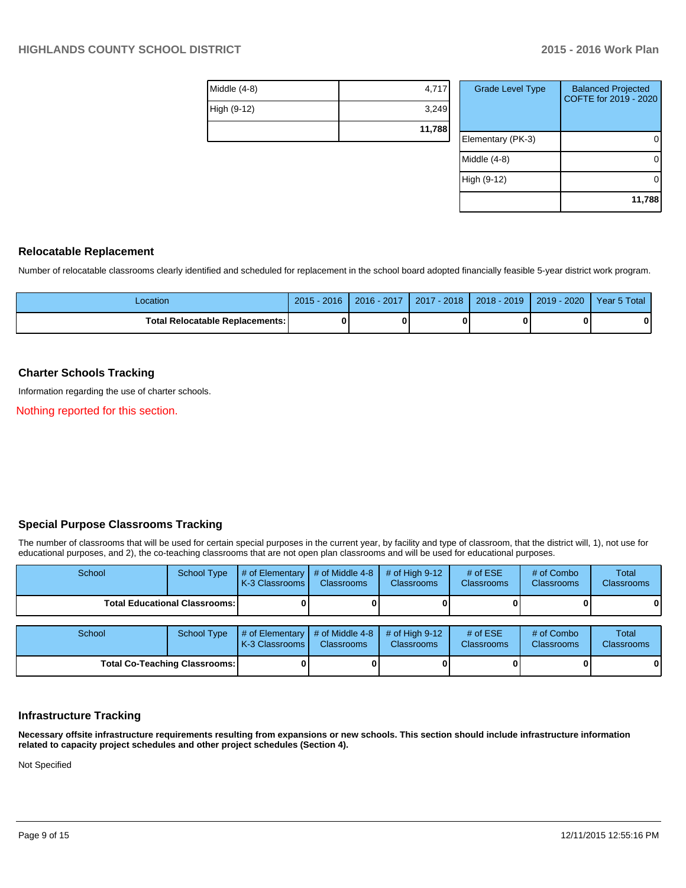| | |
|---|---|
| Middle (4-8) | 4,717 |
| High (9-12) | 3,249 |
| | **11,788** |

| Grade Level Type | Balanced Projected COFTE for 2019 - 2020 |
|---|---|
| Elementary (PK-3) | 0 |
| Middle (4-8) | 0 |
| High (9-12) | 0 |
| | **11,788** |

## Relocatable Replacement

Number of relocatable classrooms clearly identified and scheduled for replacement in the school board adopted financially feasible 5-year district work program.

| Location | 2015 - 2016 | 2016 - 2017 | 2017 - 2018 | 2018 - 2019 | 2019 - 2020 | Year 5 Total |
|---|---|---|---|---|---|---|
| **Total Relocatable Replacements:** | **0** | **0** | **0** | **0** | **0** | **0** |

## Charter Schools Tracking

Information regarding the use of charter schools.

Nothing reported for this section.

## Special Purpose Classrooms Tracking

The number of classrooms that will be used for certain special purposes in the current year, by facility and type of classroom, that the district will, 1), not use for educational purposes, and 2), the co-teaching classrooms that are not open plan classrooms and will be used for educational purposes.

| School | School Type | # of Elementary K-3 Classrooms | # of Middle 4-8 Classrooms | # of High 9-12 Classrooms | # of ESE Classrooms | # of Combo Classrooms | Total Classrooms |
|---|---|---|---|---|---|---|---|
| **Total Educational Classrooms:** | | **0** | **0** | **0** | **0** | **0** | **0** |

| School | School Type | # of Elementary K-3 Classrooms | # of Middle 4-8 Classrooms | # of High 9-12 Classrooms | # of ESE Classrooms | # of Combo Classrooms | Total Classrooms |
|---|---|---|---|---|---|---|---|
| **Total Co-Teaching Classrooms:** | | **0** | **0** | **0** | **0** | **0** | **0** |

## Infrastructure Tracking

**Necessary offsite infrastructure requirements resulting from expansions or new schools. This section should include infrastructure information related to capacity project schedules and other project schedules (Section 4).**

Not Specified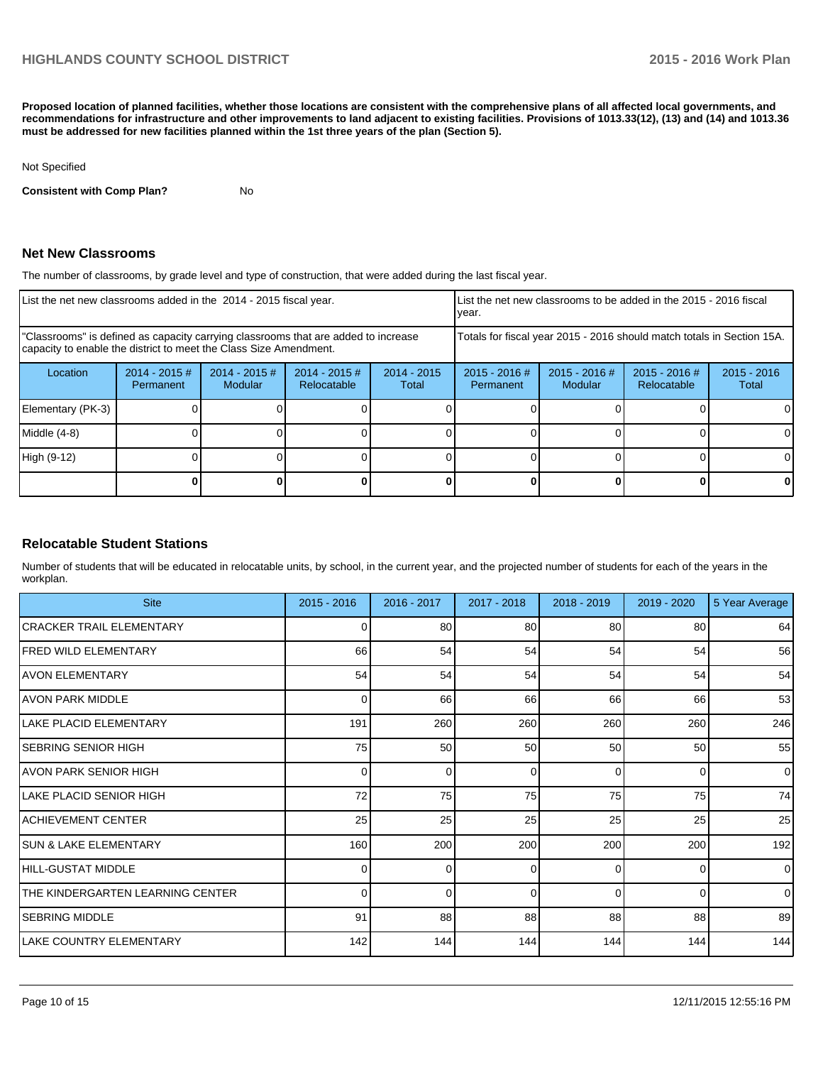**Proposed location of planned facilities, whether those locations are consistent with the comprehensive plans of all affected local governments, and recommendations for infrastructure and other improvements to land adjacent to existing facilities. Provisions of 1013.33(12), (13) and (14) and 1013.36 must be addressed for new facilities planned within the 1st three years of the plan (Section 5).**

Not Specified

**Consistent with Comp Plan?** No

## Net New Classrooms

The number of classrooms, by grade level and type of construction, that were added during the last fiscal year.

| List the net new classrooms added in the 2014 - 2015 fiscal year. | | | | | List the net new classrooms to be added in the 2015 - 2016 fiscal year. | | | |
|---|---|---|---|---|---|---|---|---|
| "Classrooms" is defined as capacity carrying classrooms that are added to increase capacity to enable the district to meet the Class Size Amendment. | | | | | Totals for fiscal year 2015 - 2016 should match totals in Section 15A. | | | |
| Location | 2014 - 2015 # Permanent | 2014 - 2015 # Modular | 2014 - 2015 # Relocatable | 2014 - 2015 Total | 2015 - 2016 # Permanent | 2015 - 2016 # Modular | 2015 - 2016 # Relocatable | 2015 - 2016 Total |
| Elementary (PK-3) | 0 | 0 | 0 | 0 | 0 | 0 | 0 | 0 |
| Middle (4-8) | 0 | 0 | 0 | 0 | 0 | 0 | 0 | 0 |
| High (9-12) | 0 | 0 | 0 | 0 | 0 | 0 | 0 | 0 |
| | **0** | **0** | **0** | **0** | **0** | **0** | **0** | **0** |

## Relocatable Student Stations

Number of students that will be educated in relocatable units, by school, in the current year, and the projected number of students for each of the years in the workplan.

| Site | 2015 - 2016 | 2016 - 2017 | 2017 - 2018 | 2018 - 2019 | 2019 - 2020 | 5 Year Average |
|---|---|---|---|---|---|---|
| CRACKER TRAIL ELEMENTARY | 0 | 80 | 80 | 80 | 80 | 64 |
| FRED WILD ELEMENTARY | 66 | 54 | 54 | 54 | 54 | 56 |
| AVON ELEMENTARY | 54 | 54 | 54 | 54 | 54 | 54 |
| AVON PARK MIDDLE | 0 | 66 | 66 | 66 | 66 | 53 |
| LAKE PLACID ELEMENTARY | 191 | 260 | 260 | 260 | 260 | 246 |
| SEBRING SENIOR HIGH | 75 | 50 | 50 | 50 | 50 | 55 |
| AVON PARK SENIOR HIGH | 0 | 0 | 0 | 0 | 0 | 0 |
| LAKE PLACID SENIOR HIGH | 72 | 75 | 75 | 75 | 75 | 74 |
| ACHIEVEMENT CENTER | 25 | 25 | 25 | 25 | 25 | 25 |
| SUN & LAKE ELEMENTARY | 160 | 200 | 200 | 200 | 200 | 192 |
| HILL-GUSTAT MIDDLE | 0 | 0 | 0 | 0 | 0 | 0 |
| THE KINDERGARTEN LEARNING CENTER | 0 | 0 | 0 | 0 | 0 | 0 |
| SEBRING MIDDLE | 91 | 88 | 88 | 88 | 88 | 89 |
| LAKE COUNTRY ELEMENTARY | 142 | 144 | 144 | 144 | 144 | 144 |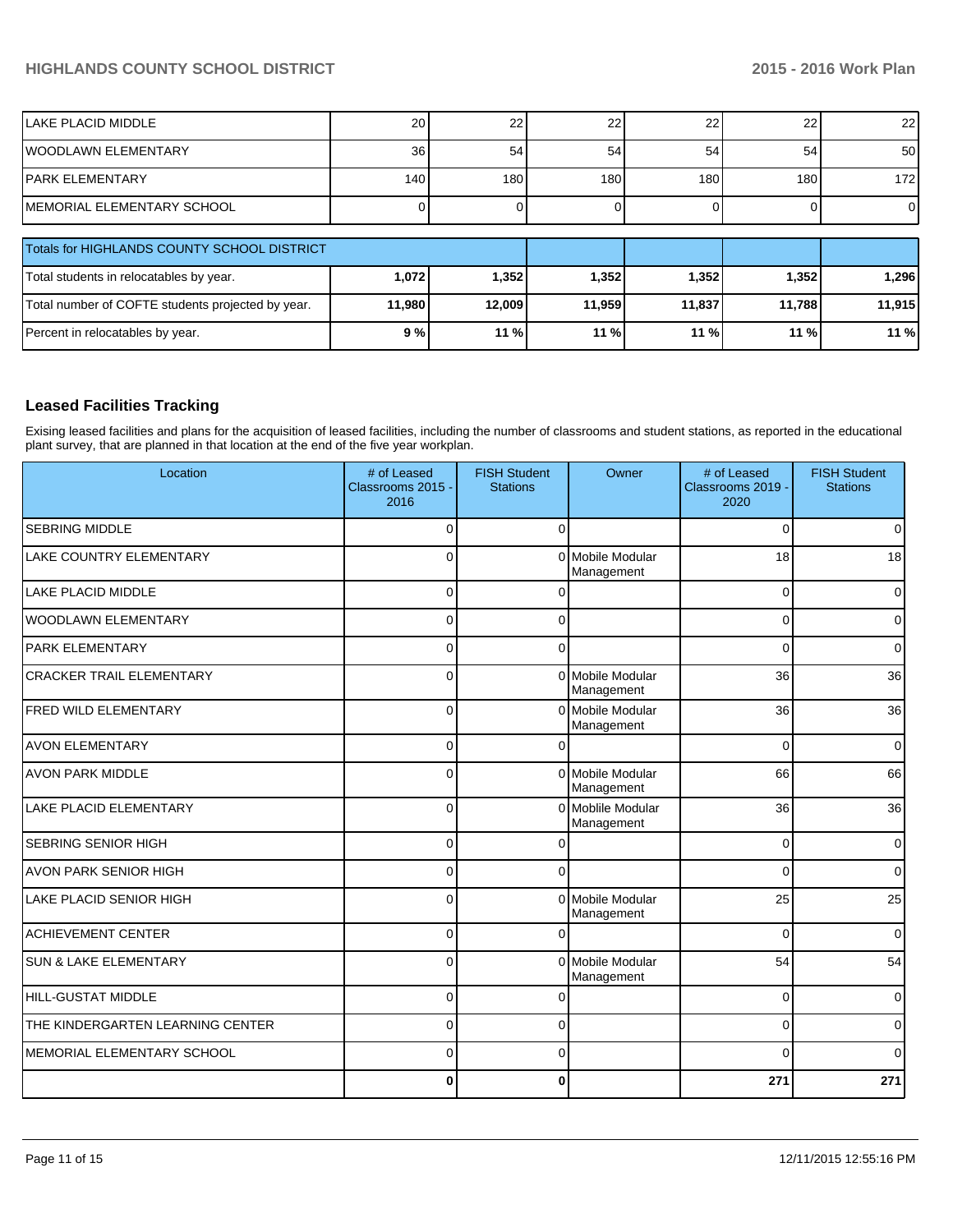| | | | | | | |
|---|---|---|---|---|---|---|
| LAKE PLACID MIDDLE | 20 | 22 | 22 | 22 | 22 | 22 |
| WOODLAWN ELEMENTARY | 36 | 54 | 54 | 54 | 54 | 50 |
| PARK ELEMENTARY | 140 | 180 | 180 | 180 | 180 | 172 |
| MEMORIAL ELEMENTARY SCHOOL | 0 | 0 | 0 | 0 | 0 | 0 |

| Totals for HIGHLANDS COUNTY SCHOOL DISTRICT | | | | | | |
|---|---|---|---|---|---|---|
| Total students in relocatables by year. | **1,072** | **1,352** | **1,352** | **1,352** | **1,352** | **1,296** |
| Total number of COFTE students projected by year. | **11,980** | **12,009** | **11,959** | **11,837** | **11,788** | **11,915** |
| Percent in relocatables by year. | **9 %** | **11 %** | **11 %** | **11 %** | **11 %** | **11 %** |

## Leased Facilities Tracking

Exising leased facilities and plans for the acquisition of leased facilities, including the number of classrooms and student stations, as reported in the educational plant survey, that are planned in that location at the end of the five year workplan.

| Location | # of Leased Classrooms 2015 - 2016 | FISH Student Stations | Owner | # of Leased Classrooms 2019 - 2020 | FISH Student Stations |
|---|---|---|---|---|---|
| SEBRING MIDDLE | 0 | 0 | | 0 | 0 |
| LAKE COUNTRY ELEMENTARY | 0 | 0 | Mobile Modular Management | 18 | 18 |
| LAKE PLACID MIDDLE | 0 | 0 | | 0 | 0 |
| WOODLAWN ELEMENTARY | 0 | 0 | | 0 | 0 |
| PARK ELEMENTARY | 0 | 0 | | 0 | 0 |
| CRACKER TRAIL ELEMENTARY | 0 | 0 | Mobile Modular Management | 36 | 36 |
| FRED WILD ELEMENTARY | 0 | 0 | Mobile Modular Management | 36 | 36 |
| AVON ELEMENTARY | 0 | 0 | | 0 | 0 |
| AVON PARK MIDDLE | 0 | 0 | Mobile Modular Management | 66 | 66 |
| LAKE PLACID ELEMENTARY | 0 | 0 | Moblile Modular Management | 36 | 36 |
| SEBRING SENIOR HIGH | 0 | 0 | | 0 | 0 |
| AVON PARK SENIOR HIGH | 0 | 0 | | 0 | 0 |
| LAKE PLACID SENIOR HIGH | 0 | 0 | Mobile Modular Management | 25 | 25 |
| ACHIEVEMENT CENTER | 0 | 0 | | 0 | 0 |
| SUN & LAKE ELEMENTARY | 0 | 0 | Mobile Modular Management | 54 | 54 |
| HILL-GUSTAT MIDDLE | 0 | 0 | | 0 | 0 |
| THE KINDERGARTEN LEARNING CENTER | 0 | 0 | | 0 | 0 |
| MEMORIAL ELEMENTARY SCHOOL | 0 | 0 | | 0 | 0 |
| | **0** | **0** | | **271** | **271** |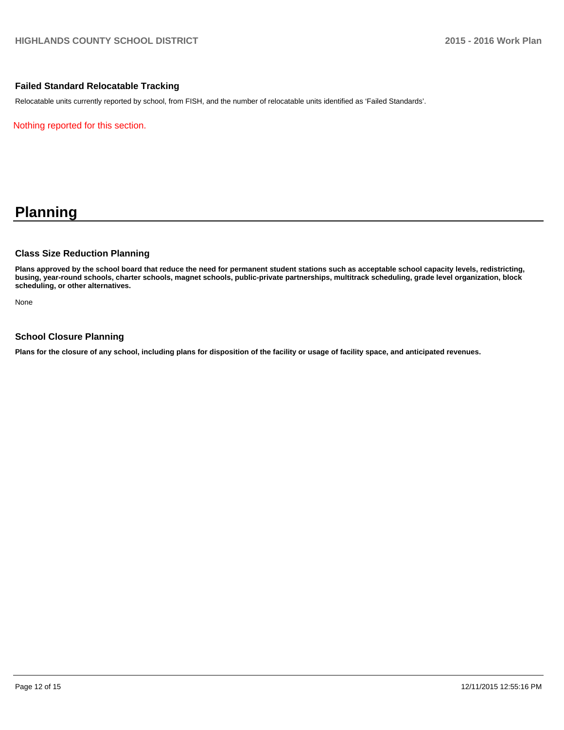### Failed Standard Relocatable Tracking

Relocatable units currently reported by school, from FISH, and the number of relocatable units identified as 'Failed Standards'.

Nothing reported for this section.

# Planning

### Class Size Reduction Planning

**Plans approved by the school board that reduce the need for permanent student stations such as acceptable school capacity levels, redistricting, busing, year-round schools, charter schools, magnet schools, public-private partnerships, multitrack scheduling, grade level organization, block scheduling, or other alternatives.**

None

### School Closure Planning

**Plans for the closure of any school, including plans for disposition of the facility or usage of facility space, and anticipated revenues.**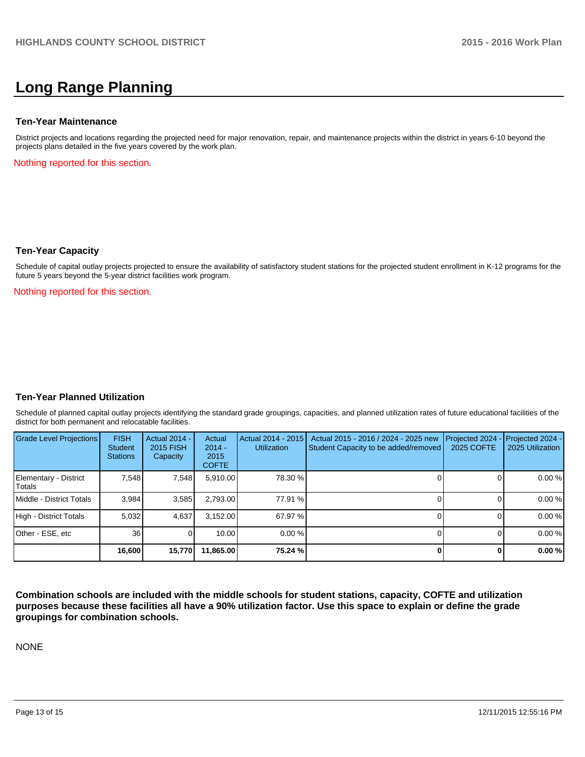# Long Range Planning

### Ten-Year Maintenance

District projects and locations regarding the projected need for major renovation, repair, and maintenance projects within the district in years 6-10 beyond the projects plans detailed in the five years covered by the work plan.

Nothing reported for this section.

### Ten-Year Capacity

Schedule of capital outlay projects projected to ensure the availability of satisfactory student stations for the projected student enrollment in K-12 programs for the future 5 years beyond the 5-year district facilities work program.

Nothing reported for this section.

### Ten-Year Planned Utilization

Schedule of planned capital outlay projects identifying the standard grade groupings, capacities, and planned utilization rates of future educational facilities of the district for both permanent and relocatable facilities.

| Grade Level Projections | FISH Student Stations | Actual 2014 - 2015 FISH Capacity | Actual 2014 - 2015 COFTE | Actual 2014 - 2015 Utilization | Actual 2015 - 2016 / 2024 - 2025 new Student Capacity to be added/removed | Projected 2024 - 2025 COFTE | Projected 2024 - 2025 Utilization |
|---|---|---|---|---|---|---|---|
| Elementary - District Totals | 7,548 | 7,548 | 5,910.00 | 78.30 % | 0 | 0 | 0.00 % |
| Middle - District Totals | 3,984 | 3,585 | 2,793.00 | 77.91 % | 0 | 0 | 0.00 % |
| High - District Totals | 5,032 | 4,637 | 3,152.00 | 67.97 % | 0 | 0 | 0.00 % |
| Other - ESE, etc | 36 | 0 | 10.00 | 0.00 % | 0 | 0 | 0.00 % |
| | **16,600** | **15,770** | **11,865.00** | **75.24 %** | **0** | **0** | **0.00 %** |

**Combination schools are included with the middle schools for student stations, capacity, COFTE and utilization purposes because these facilities all have a 90% utilization factor. Use this space to explain or define the grade groupings for combination schools.**

NONE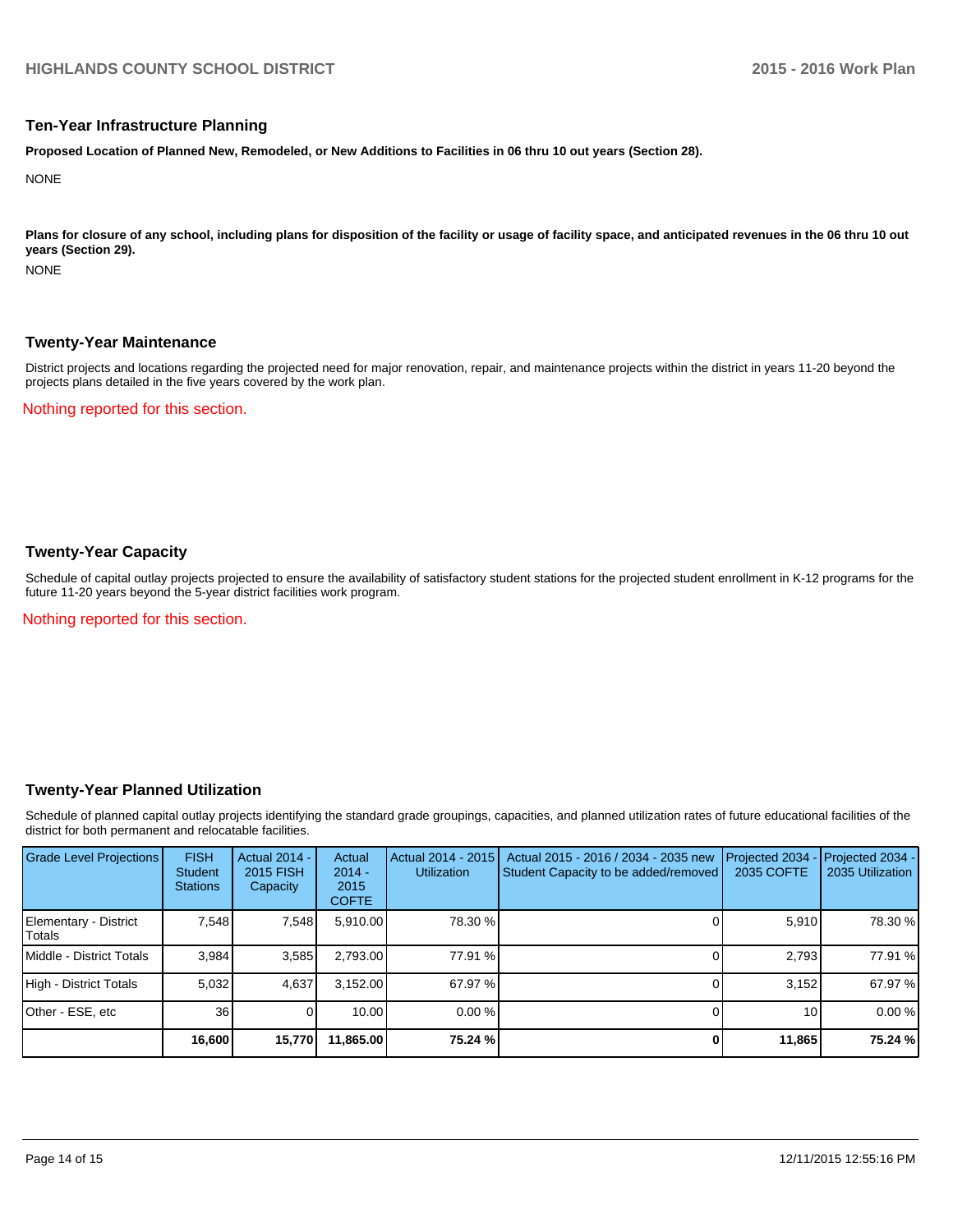## Ten-Year Infrastructure Planning

**Proposed Location of Planned New, Remodeled, or New Additions to Facilities in 06 thru 10 out years (Section 28).**

NONE

**Plans for closure of any school, including plans for disposition of the facility or usage of facility space, and anticipated revenues in the 06 thru 10 out years (Section 29).**

NONE

## Twenty-Year Maintenance

District projects and locations regarding the projected need for major renovation, repair, and maintenance projects within the district in years 11-20 beyond the projects plans detailed in the five years covered by the work plan.

Nothing reported for this section.

## Twenty-Year Capacity

Schedule of capital outlay projects projected to ensure the availability of satisfactory student stations for the projected student enrollment in K-12 programs for the future 11-20 years beyond the 5-year district facilities work program.

Nothing reported for this section.

## Twenty-Year Planned Utilization

Schedule of planned capital outlay projects identifying the standard grade groupings, capacities, and planned utilization rates of future educational facilities of the district for both permanent and relocatable facilities.

| Grade Level Projections | FISH Student Stations | Actual 2014 - 2015 FISH Capacity | Actual 2014 - 2015 COFTE | Actual 2014 - 2015 Utilization | Actual 2015 - 2016 / 2034 - 2035 new Student Capacity to be added/removed | Projected 2034 - 2035 COFTE | Projected 2034 - 2035 Utilization |
|---|---|---|---|---|---|---|---|
| Elementary - District Totals | 7,548 | 7,548 | 5,910.00 | 78.30 % | 0 | 5,910 | 78.30 % |
| Middle - District Totals | 3,984 | 3,585 | 2,793.00 | 77.91 % | 0 | 2,793 | 77.91 % |
| High - District Totals | 5,032 | 4,637 | 3,152.00 | 67.97 % | 0 | 3,152 | 67.97 % |
| Other - ESE, etc | 36 | 0 | 10.00 | 0.00 % | 0 | 10 | 0.00 % |
| | **16,600** | **15,770** | **11,865.00** | **75.24 %** | **0** | **11,865** | **75.24 %** |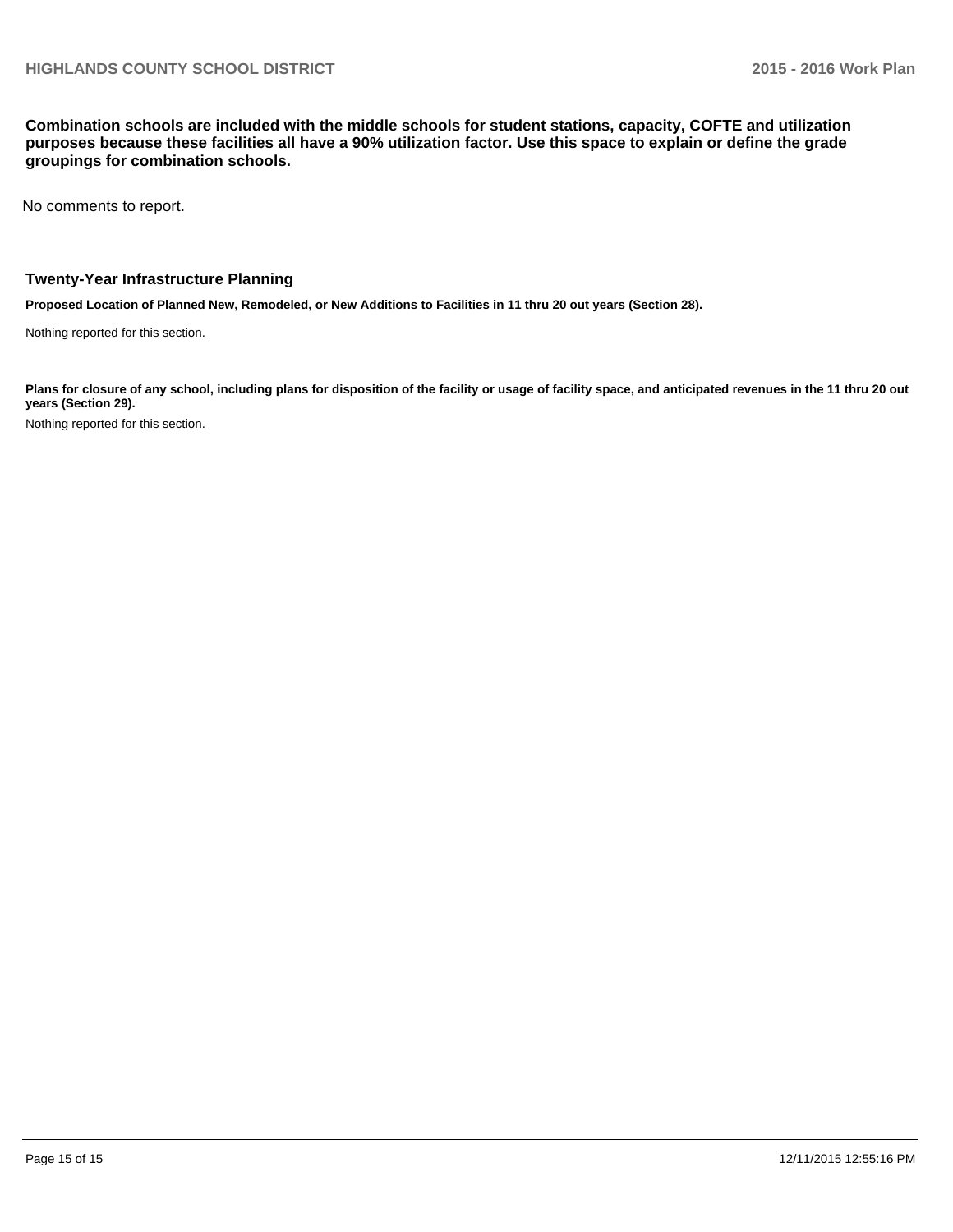**Combination schools are included with the middle schools for student stations, capacity, COFTE and utilization purposes because these facilities all have a 90% utilization factor. Use this space to explain or define the grade groupings for combination schools.**

No comments to report.

## Twenty-Year Infrastructure Planning

**Proposed Location of Planned New, Remodeled, or New Additions to Facilities in 11 thru 20 out years (Section 28).**

Nothing reported for this section.

**Plans for closure of any school, including plans for disposition of the facility or usage of facility space, and anticipated revenues in the 11 thru 20 out years (Section 29).**

Nothing reported for this section.